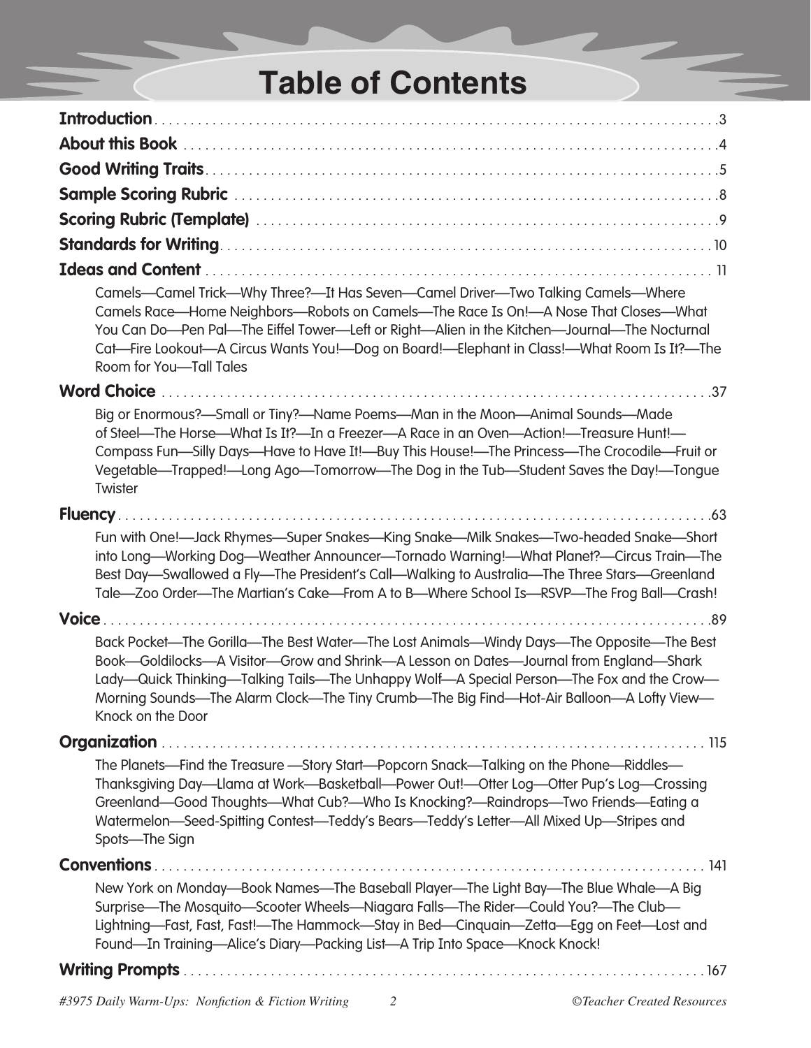# Table of Contents

**Introduction** . . . . . . . . . . 3

**About this Book** . . . . . . . . . . 4

**Good Writing Traits** . . . . . . . . . . 5

**Sample Scoring Rubric** . . . . . . . . . . 8

**Scoring Rubric (Template)** . . . . . . . . . . 9

**Standards for Writing** . . . . . . . . . . 10

**Ideas and Content** . . . . . . . . . . 11

Camels—Camel Trick—Why Three?—It Has Seven—Camel Driver—Two Talking Camels—Where Camels Race—Home Neighbors—Robots on Camels—The Race Is On!—A Nose That Closes—What You Can Do—Pen Pal—The Eiffel Tower—Left or Right—Alien in the Kitchen—Journal—The Nocturnal Cat—Fire Lookout—A Circus Wants You!—Dog on Board!—Elephant in Class!—What Room Is It?—The Room for You—Tall Tales

**Word Choice** . . . . . . . . . . 37

Big or Enormous?—Small or Tiny?—Name Poems—Man in the Moon—Animal Sounds—Made of Steel—The Horse—What Is It?—In a Freezer—A Race in an Oven—Action!—Treasure Hunt!—Compass Fun—Silly Days—Have to Have It!—Buy This House!—The Princess—The Crocodile—Fruit or Vegetable—Trapped!—Long Ago—Tomorrow—The Dog in the Tub—Student Saves the Day!—Tongue Twister

**Fluency** . . . . . . . . . . 63

Fun with One!—Jack Rhymes—Super Snakes—King Snake—Milk Snakes—Two-headed Snake—Short into Long—Working Dog—Weather Announcer—Tornado Warning!—What Planet?—Circus Train—The Best Day—Swallowed a Fly—The President's Call—Walking to Australia—The Three Stars—Greenland Tale—Zoo Order—The Martian's Cake—From A to B—Where School Is—RSVP—The Frog Ball—Crash!

**Voice** . . . . . . . . . . 89

Back Pocket—The Gorilla—The Best Water—The Lost Animals—Windy Days—The Opposite—The Best Book—Goldilocks—A Visitor—Grow and Shrink—A Lesson on Dates—Journal from England—Shark Lady—Quick Thinking—Talking Tails—The Unhappy Wolf—A Special Person—The Fox and the Crow—Morning Sounds—The Alarm Clock—The Tiny Crumb—The Big Find—Hot-Air Balloon—A Lofty View—Knock on the Door

**Organization** . . . . . . . . . . 115

The Planets—Find the Treasure —Story Start—Popcorn Snack—Talking on the Phone—Riddles—Thanksgiving Day—Llama at Work—Basketball—Power Out!—Otter Log—Otter Pup's Log—Crossing Greenland—Good Thoughts—What Cub?—Who Is Knocking?—Raindrops—Two Friends—Eating a Watermelon—Seed-Spitting Contest—Teddy's Bears—Teddy's Letter—All Mixed Up—Stripes and Spots—The Sign

**Conventions** . . . . . . . . . . 141

New York on Monday—Book Names—The Baseball Player—The Light Bay—The Blue Whale—A Big Surprise—The Mosquito—Scooter Wheels—Niagara Falls—The Rider—Could You?—The Club—Lightning—Fast, Fast, Fast!—The Hammock—Stay in Bed—Cinquain—Zetta—Egg on Feet—Lost and Found—In Training—Alice's Diary—Packing List—A Trip Into Space—Knock Knock!

**Writing Prompts** . . . . . . . . . . 167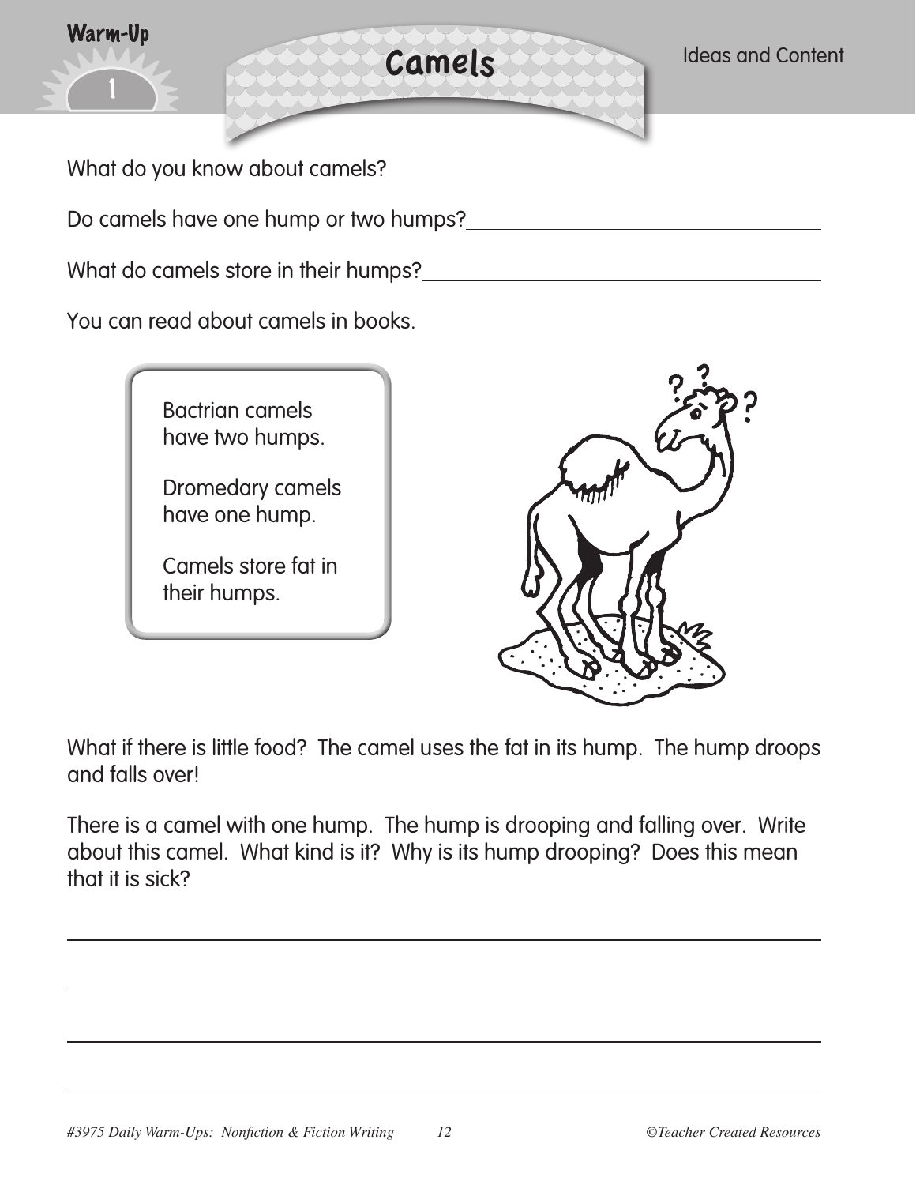Warm-Up 1

# Camels

Ideas and Content

What do you know about camels?

Do camels have one hump or two humps? ______________________________

What do camels store in their humps? ______________________________

You can read about camels in books.

> Bactrian camels have two humps.
>
> Dromedary camels have one hump.
>
> Camels store fat in their humps.

What if there is little food? The camel uses the fat in its hump. The hump droops and falls over!

There is a camel with one hump. The hump is drooping and falling over. Write about this camel. What kind is it? Why is its hump drooping? Does this mean that it is sick?

______________________________________________________________________

______________________________________________________________________

______________________________________________________________________

______________________________________________________________________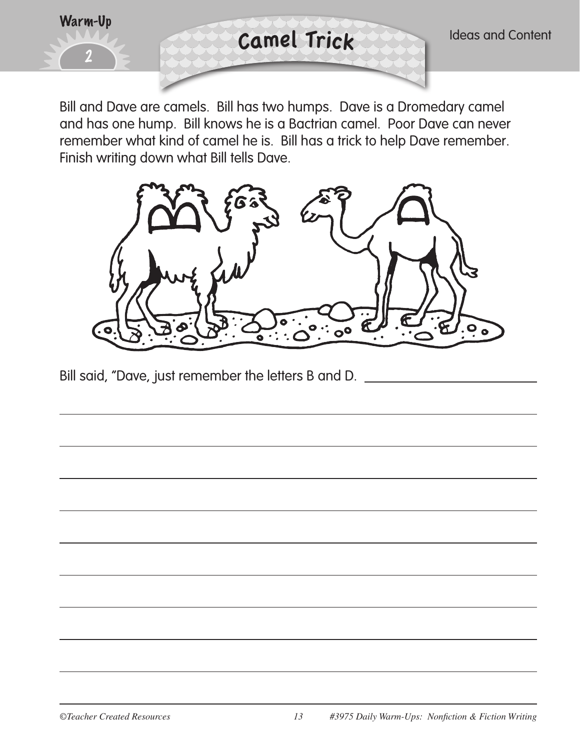Warm-Up 2

# Camel Trick

Ideas and Content

Bill and Dave are camels. Bill has two humps. Dave is a Dromedary camel and has one hump. Bill knows he is a Bactrian camel. Poor Dave can never remember what kind of camel he is. Bill has a trick to help Dave remember. Finish writing down what Bill tells Dave.

Bill said, "Dave, just remember the letters B and D. ______________________

______________________________________________________________________

______________________________________________________________________

______________________________________________________________________

______________________________________________________________________

______________________________________________________________________

______________________________________________________________________

______________________________________________________________________

______________________________________________________________________

______________________________________________________________________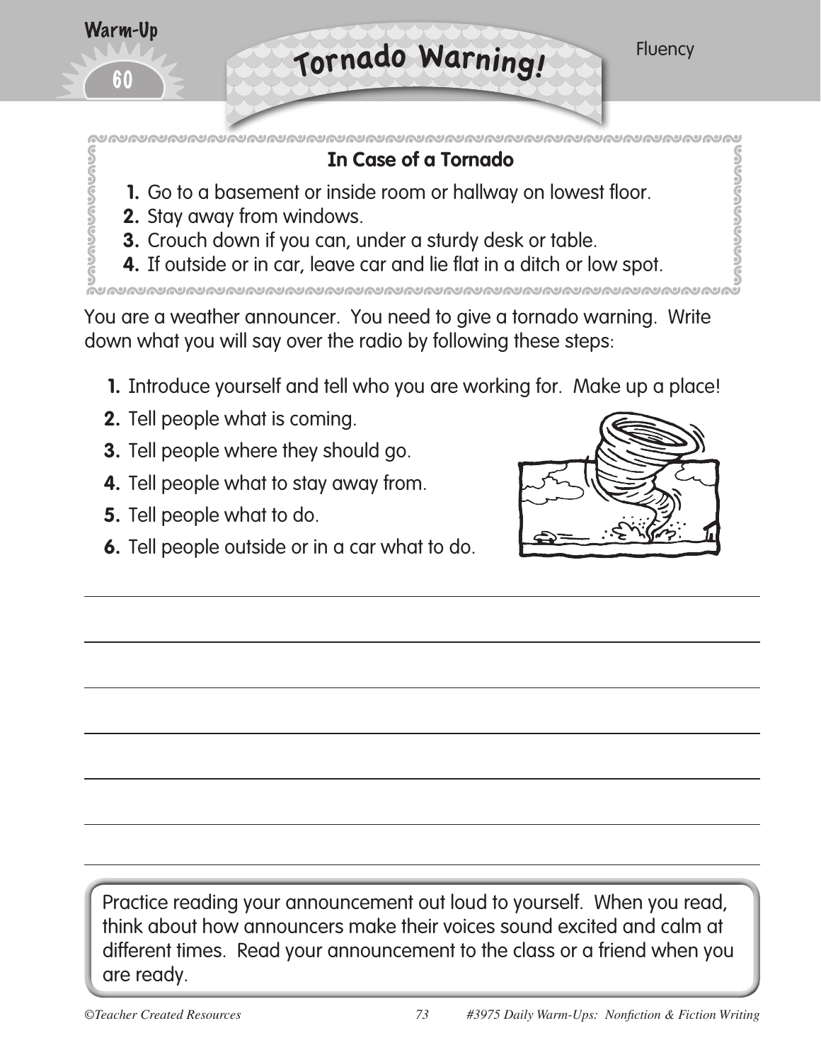Warm-Up 60

# Tornado Warning!

Fluency

### In Case of a Tornado

1. Go to a basement or inside room or hallway on lowest floor.
2. Stay away from windows.
3. Crouch down if you can, under a sturdy desk or table.
4. If outside or in car, leave car and lie flat in a ditch or low spot.

You are a weather announcer. You need to give a tornado warning. Write down what you will say over the radio by following these steps:

1. Introduce yourself and tell who you are working for. Make up a place!
2. Tell people what is coming.
3. Tell people where they should go.
4. Tell people what to stay away from.
5. Tell people what to do.
6. Tell people outside or in a car what to do.

______________________________________________________________________

______________________________________________________________________

______________________________________________________________________

______________________________________________________________________

______________________________________________________________________

______________________________________________________________________

Practice reading your announcement out loud to yourself. When you read, think about how announcers make their voices sound excited and calm at different times. Read your announcement to the class or a friend when you are ready.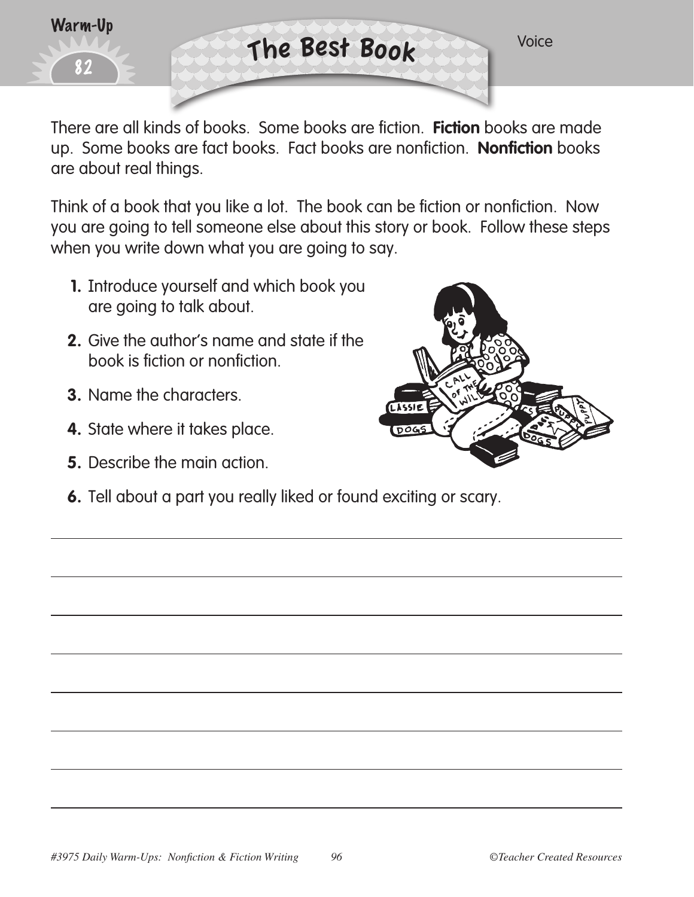Warm-Up 82

# The Best Book

Voice

There are all kinds of books. Some books are fiction. **Fiction** books are made up. Some books are fact books. Fact books are nonfiction. **Nonfiction** books are about real things.

Think of a book that you like a lot. The book can be fiction or nonfiction. Now you are going to tell someone else about this story or book. Follow these steps when you write down what you are going to say.

1. Introduce yourself and which book you are going to talk about.
2. Give the author's name and state if the book is fiction or nonfiction.
3. Name the characters.
4. State where it takes place.
5. Describe the main action.
6. Tell about a part you really liked or found exciting or scary.

_______________________________________________

_______________________________________________

_______________________________________________

_______________________________________________

_______________________________________________

_______________________________________________

_______________________________________________

_______________________________________________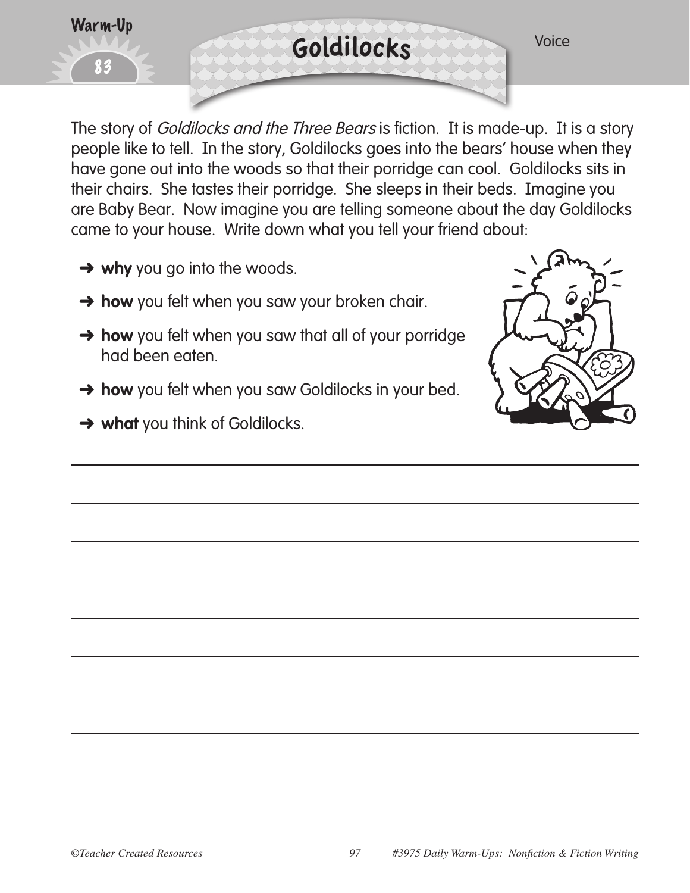Warm-Up 83

# Goldilocks

Voice

The story of *Goldilocks and the Three Bears* is fiction. It is made-up. It is a story people like to tell. In the story, Goldilocks goes into the bears' house when they have gone out into the woods so that their porridge can cool. Goldilocks sits in their chairs. She tastes their porridge. She sleeps in their beds. Imagine you are Baby Bear. Now imagine you are telling someone about the day Goldilocks came to your house. Write down what you tell your friend about:

- ➜ **why** you go into the woods.
- ➜ **how** you felt when you saw your broken chair.
- ➜ **how** you felt when you saw that all of your porridge had been eaten.
- ➜ **how** you felt when you saw Goldilocks in your bed.
- ➜ **what** you think of Goldilocks.